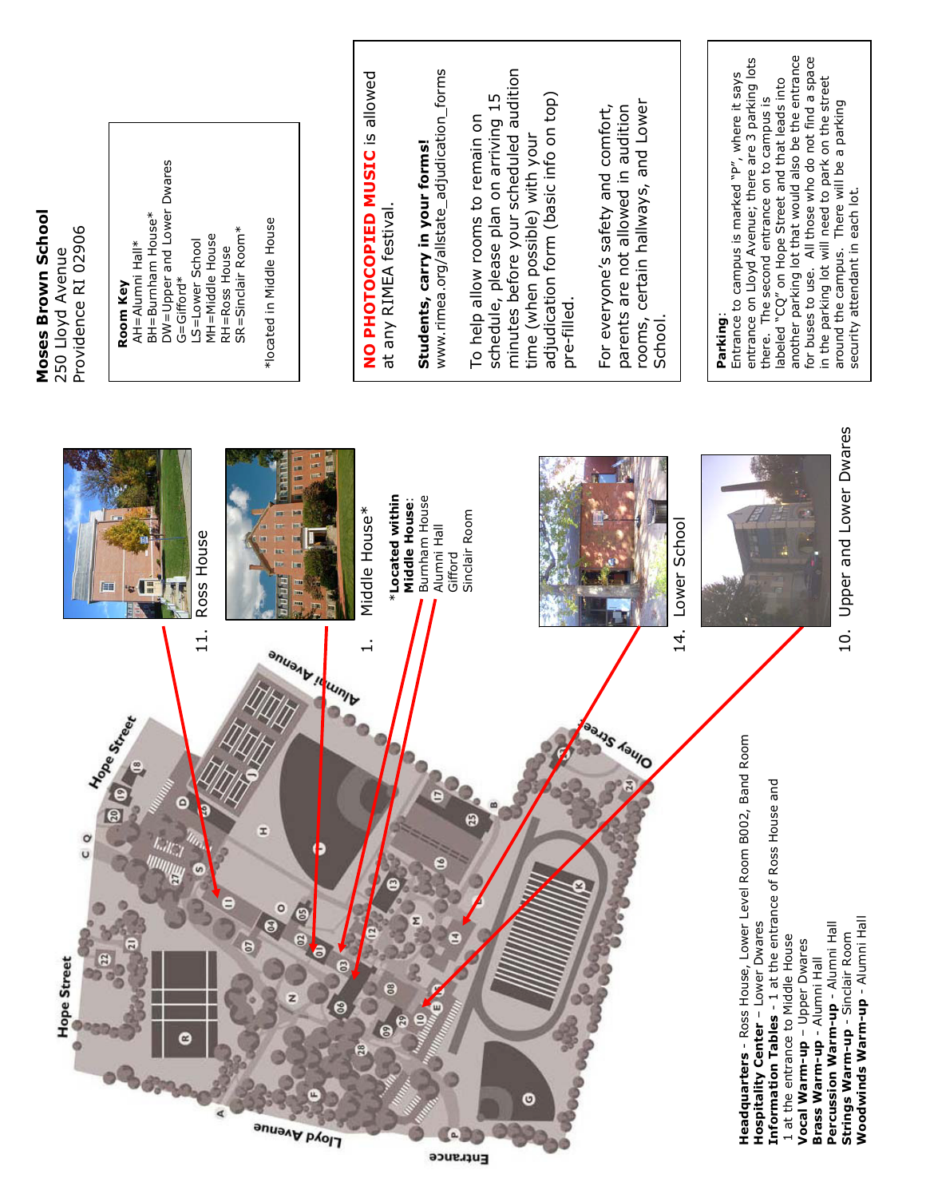# Moses Brown School

250 Lloyd Avenue
Providence RI 02906

**Room Key**
AH=Alumni Hall*
BH=Burnham House*
DW=Upper and Lower Dwares
G=Gifford*
LS=Lower School
MH=Middle House
RH=Ross House
SR=Sinclair Room*

*located in Middle House

**NO PHOTOCOPIED MUSIC** is allowed at any RIMEA festival.

**Students, carry in your forms!**
www.rimea.org/allstate_adjudication_forms

To help allow rooms to remain on schedule, please plan on arriving 15 minutes before your scheduled audition time (when possible) with your adjudication form (basic info on top) pre-filled.

For everyone's safety and comfort, parents are not allowed in audition rooms, certain hallways, and Lower School.

**Parking**: Entrance to campus is marked "P", where it says entrance on Lloyd Avenue; there are 3 parking lots there. The second entrance on to campus is labeled "CQ" on Hope Street and that leads into another parking lot that would also be the entrance for buses to use. All those who do not find a space in the parking lot will need to park on the street around the campus. There will be a parking security attendant in each lot.

11. Ross House

1. Middle House*

*Located within Middle House: Burnham House, Alumni Hall, Gifford, Sinclair Room

14. Lower School

10. Upper and Lower Dwares

**Headquarters** - Ross House, Lower Level Room B002, Band Room
**Hospitality Center** – Lower Dwares
**Information Tables** - 1 at the entrance of Ross House and 1 at the entrance to Middle House
**Vocal Warm-up** – Upper Dwares
**Brass Warm-up** - Alumni Hall
**Percussion Warm-up** - Alumni Hall
**Strings Warm-up** - Sinclair Room
**Woodwinds Warm-up** - Alumni Hall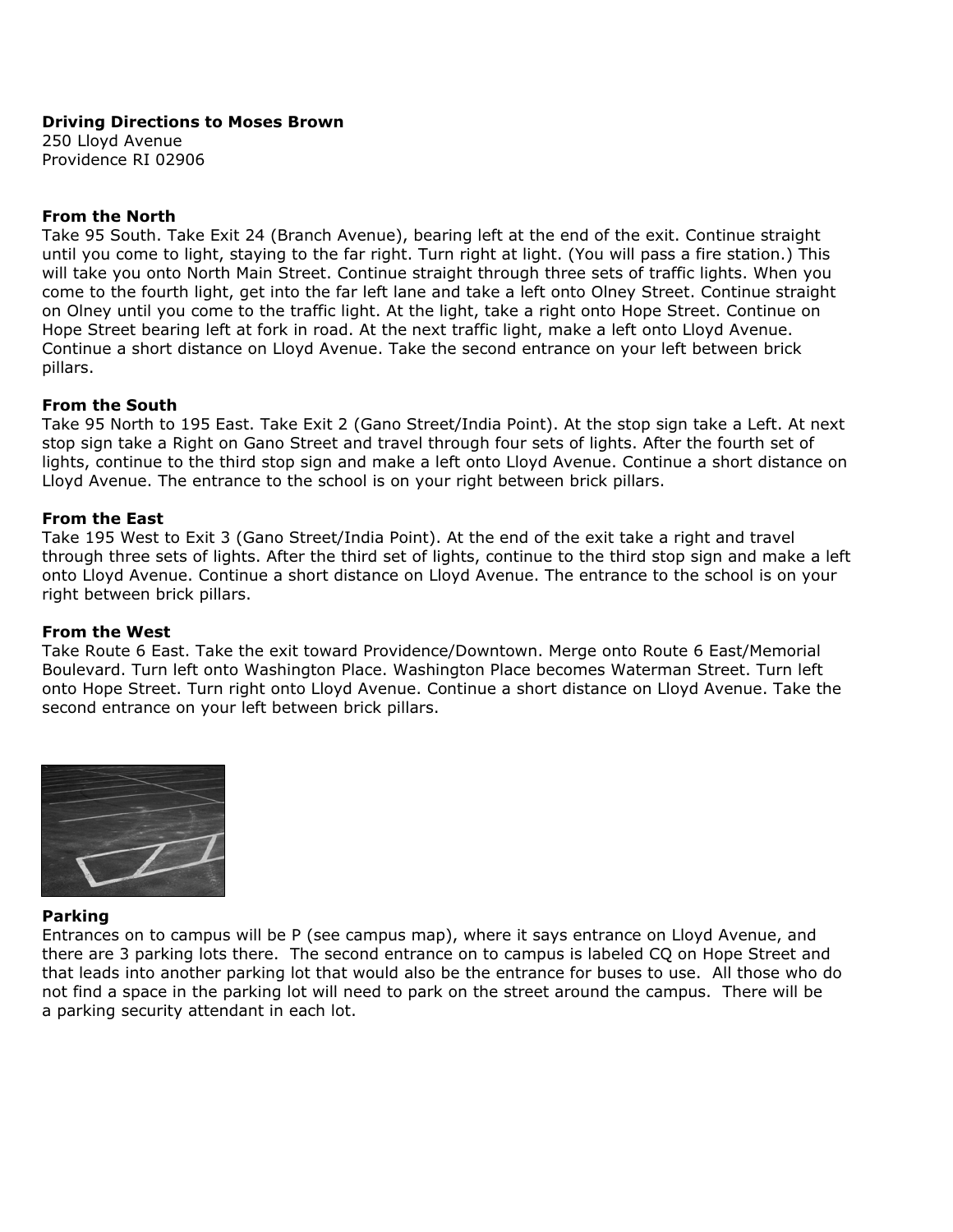**Driving Directions to Moses Brown**
250 Lloyd Avenue
Providence RI 02906

**From the North**
Take 95 South. Take Exit 24 (Branch Avenue), bearing left at the end of the exit. Continue straight until you come to light, staying to the far right. Turn right at light. (You will pass a fire station.) This will take you onto North Main Street. Continue straight through three sets of traffic lights. When you come to the fourth light, get into the far left lane and take a left onto Olney Street. Continue straight on Olney until you come to the traffic light. At the light, take a right onto Hope Street. Continue on Hope Street bearing left at fork in road. At the next traffic light, make a left onto Lloyd Avenue. Continue a short distance on Lloyd Avenue. Take the second entrance on your left between brick pillars.

**From the South**
Take 95 North to 195 East. Take Exit 2 (Gano Street/India Point). At the stop sign take a Left. At next stop sign take a Right on Gano Street and travel through four sets of lights. After the fourth set of lights, continue to the third stop sign and make a left onto Lloyd Avenue. Continue a short distance on Lloyd Avenue. The entrance to the school is on your right between brick pillars.

**From the East**
Take 195 West to Exit 3 (Gano Street/India Point). At the end of the exit take a right and travel through three sets of lights. After the third set of lights, continue to the third stop sign and make a left onto Lloyd Avenue. Continue a short distance on Lloyd Avenue. The entrance to the school is on your right between brick pillars.

**From the West**
Take Route 6 East. Take the exit toward Providence/Downtown. Merge onto Route 6 East/Memorial Boulevard. Turn left onto Washington Place. Washington Place becomes Waterman Street. Turn left onto Hope Street. Turn right onto Lloyd Avenue. Continue a short distance on Lloyd Avenue. Take the second entrance on your left between brick pillars.

**Parking**
Entrances on to campus will be P (see campus map), where it says entrance on Lloyd Avenue, and there are 3 parking lots there. The second entrance on to campus is labeled CQ on Hope Street and that leads into another parking lot that would also be the entrance for buses to use. All those who do not find a space in the parking lot will need to park on the street around the campus. There will be a parking security attendant in each lot.